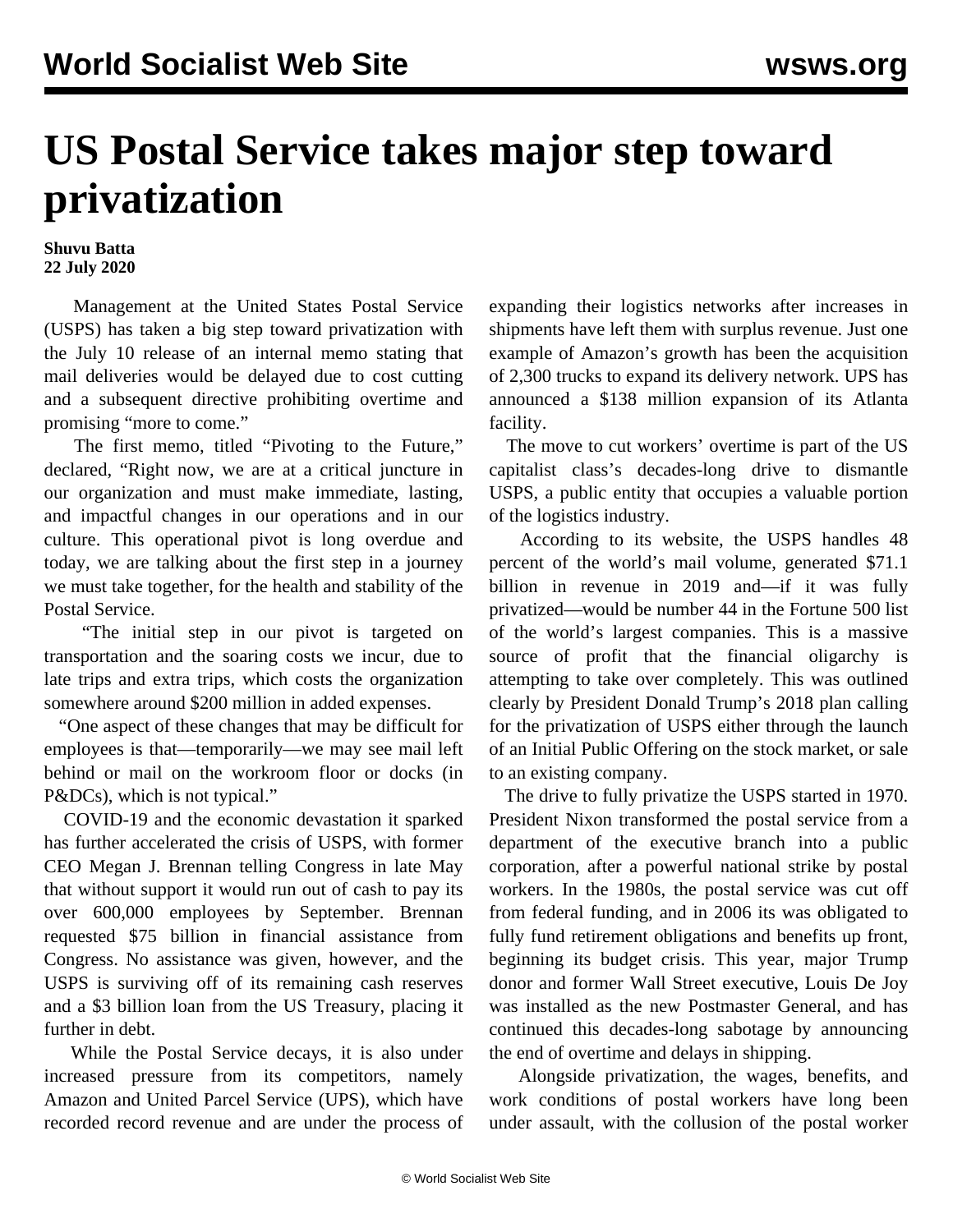# US Postal Service takes major step toward privatization

**Shuvu Batta**
**22 July 2020**

Management at the United States Postal Service (USPS) has taken a big step toward privatization with the July 10 release of an internal memo stating that mail deliveries would be delayed due to cost cutting and a subsequent directive prohibiting overtime and promising "more to come."

The first memo, titled "Pivoting to the Future," declared, "Right now, we are at a critical juncture in our organization and must make immediate, lasting, and impactful changes in our operations and in our culture. This operational pivot is long overdue and today, we are talking about the first step in a journey we must take together, for the health and stability of the Postal Service.

"The initial step in our pivot is targeted on transportation and the soaring costs we incur, due to late trips and extra trips, which costs the organization somewhere around $200 million in added expenses.

"One aspect of these changes that may be difficult for employees is that—temporarily—we may see mail left behind or mail on the workroom floor or docks (in P&DCs), which is not typical."

COVID-19 and the economic devastation it sparked has further accelerated the crisis of USPS, with former CEO Megan J. Brennan telling Congress in late May that without support it would run out of cash to pay its over 600,000 employees by September. Brennan requested $75 billion in financial assistance from Congress. No assistance was given, however, and the USPS is surviving off of its remaining cash reserves and a $3 billion loan from the US Treasury, placing it further in debt.

While the Postal Service decays, it is also under increased pressure from its competitors, namely Amazon and United Parcel Service (UPS), which have recorded record revenue and are under the process of expanding their logistics networks after increases in shipments have left them with surplus revenue. Just one example of Amazon's growth has been the acquisition of 2,300 trucks to expand its delivery network. UPS has announced a $138 million expansion of its Atlanta facility.

The move to cut workers' overtime is part of the US capitalist class's decades-long drive to dismantle USPS, a public entity that occupies a valuable portion of the logistics industry.

According to its website, the USPS handles 48 percent of the world's mail volume, generated $71.1 billion in revenue in 2019 and—if it was fully privatized—would be number 44 in the Fortune 500 list of the world's largest companies. This is a massive source of profit that the financial oligarchy is attempting to take over completely. This was outlined clearly by President Donald Trump's 2018 plan calling for the privatization of USPS either through the launch of an Initial Public Offering on the stock market, or sale to an existing company.

The drive to fully privatize the USPS started in 1970. President Nixon transformed the postal service from a department of the executive branch into a public corporation, after a powerful national strike by postal workers. In the 1980s, the postal service was cut off from federal funding, and in 2006 its was obligated to fully fund retirement obligations and benefits up front, beginning its budget crisis. This year, major Trump donor and former Wall Street executive, Louis De Joy was installed as the new Postmaster General, and has continued this decades-long sabotage by announcing the end of overtime and delays in shipping.

Alongside privatization, the wages, benefits, and work conditions of postal workers have long been under assault, with the collusion of the postal worker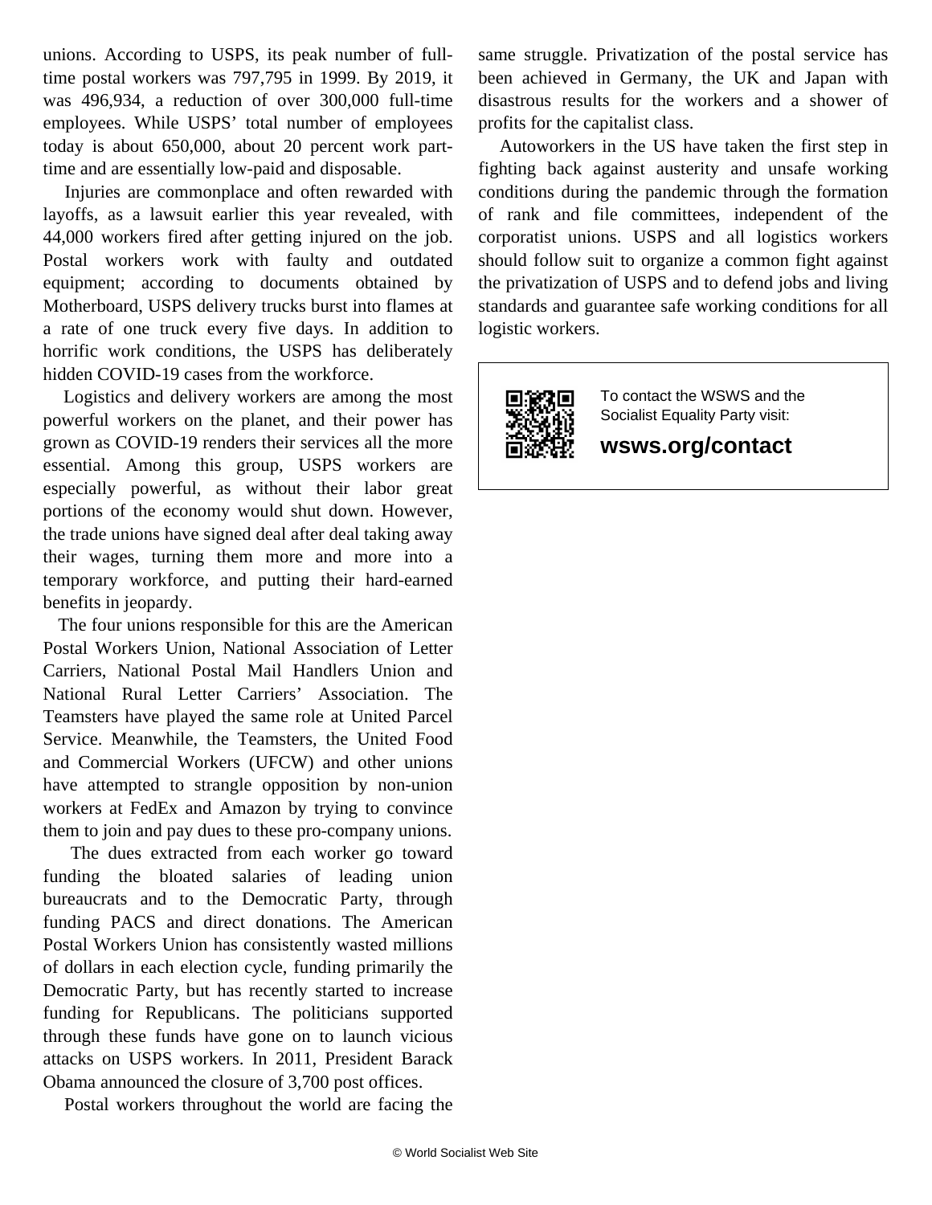unions. According to USPS, its peak number of full-time postal workers was 797,795 in 1999. By 2019, it was 496,934, a reduction of over 300,000 full-time employees. While USPS' total number of employees today is about 650,000, about 20 percent work part-time and are essentially low-paid and disposable.

Injuries are commonplace and often rewarded with layoffs, as a lawsuit earlier this year revealed, with 44,000 workers fired after getting injured on the job. Postal workers work with faulty and outdated equipment; according to documents obtained by Motherboard, USPS delivery trucks burst into flames at a rate of one truck every five days. In addition to horrific work conditions, the USPS has deliberately hidden COVID-19 cases from the workforce.

Logistics and delivery workers are among the most powerful workers on the planet, and their power has grown as COVID-19 renders their services all the more essential. Among this group, USPS workers are especially powerful, as without their labor great portions of the economy would shut down. However, the trade unions have signed deal after deal taking away their wages, turning them more and more into a temporary workforce, and putting their hard-earned benefits in jeopardy.

The four unions responsible for this are the American Postal Workers Union, National Association of Letter Carriers, National Postal Mail Handlers Union and National Rural Letter Carriers' Association. The Teamsters have played the same role at United Parcel Service. Meanwhile, the Teamsters, the United Food and Commercial Workers (UFCW) and other unions have attempted to strangle opposition by non-union workers at FedEx and Amazon by trying to convince them to join and pay dues to these pro-company unions.

The dues extracted from each worker go toward funding the bloated salaries of leading union bureaucrats and to the Democratic Party, through funding PACS and direct donations. The American Postal Workers Union has consistently wasted millions of dollars in each election cycle, funding primarily the Democratic Party, but has recently started to increase funding for Republicans. The politicians supported through these funds have gone on to launch vicious attacks on USPS workers. In 2011, President Barack Obama announced the closure of 3,700 post offices.

Postal workers throughout the world are facing the same struggle. Privatization of the postal service has been achieved in Germany, the UK and Japan with disastrous results for the workers and a shower of profits for the capitalist class.

Autoworkers in the US have taken the first step in fighting back against austerity and unsafe working conditions during the pandemic through the formation of rank and file committees, independent of the corporatist unions. USPS and all logistics workers should follow suit to organize a common fight against the privatization of USPS and to defend jobs and living standards and guarantee safe working conditions for all logistic workers.

To contact the WSWS and the Socialist Equality Party visit:

**wsws.org/contact**